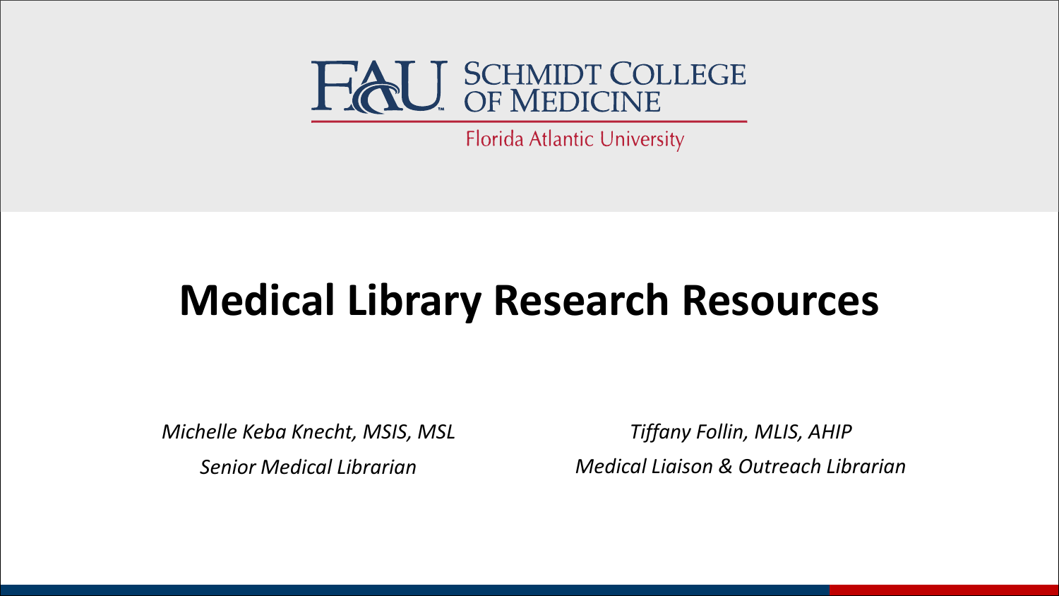FAU SCHMIDT COLLEGE OF MEDICINE

Florida Atlantic University

# Medical Library Research Resources

*Michelle Keba Knecht, MSIS, MSL*

*Senior Medical Librarian*

*Tiffany Follin, MLIS, AHIP*

*Medical Liaison & Outreach Librarian*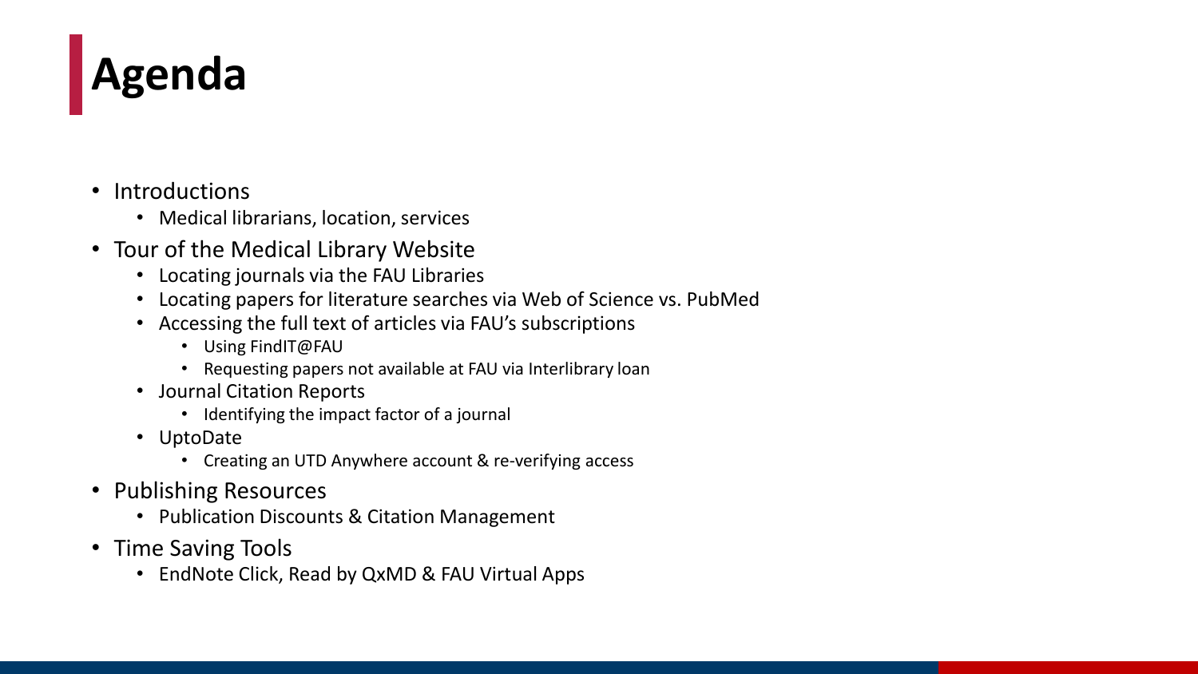# Agenda

- Introductions
  - Medical librarians, location, services
- Tour of the Medical Library Website
  - Locating journals via the FAU Libraries
  - Locating papers for literature searches via Web of Science vs. PubMed
  - Accessing the full text of articles via FAU's subscriptions
    - Using FindIT@FAU
    - Requesting papers not available at FAU via Interlibrary loan
  - Journal Citation Reports
    - Identifying the impact factor of a journal
  - UptoDate
    - Creating an UTD Anywhere account & re-verifying access
- Publishing Resources
  - Publication Discounts & Citation Management
- Time Saving Tools
  - EndNote Click, Read by QxMD & FAU Virtual Apps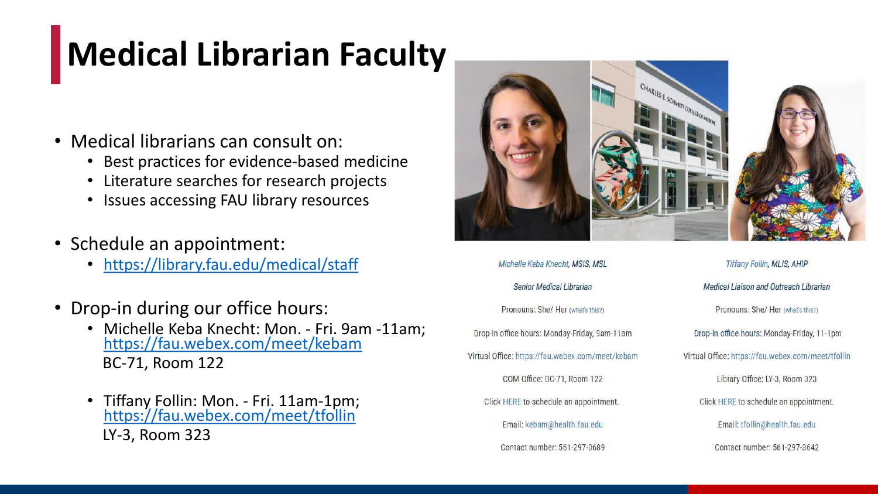# Medical Librarian Faculty

- Medical librarians can consult on:
  - Best practices for evidence-based medicine
  - Literature searches for research projects
  - Issues accessing FAU library resources
- Schedule an appointment:
  - https://library.fau.edu/medical/staff
- Drop-in during our office hours:
  - Michelle Keba Knecht: Mon. - Fri. 9am -11am; https://fau.webex.com/meet/kebam
    BC-71, Room 122
  - Tiffany Follin: Mon. - Fri. 11am-1pm; https://fau.webex.com/meet/tfollin
    LY-3, Room 323

*Michelle Keba Knecht, MSIS, MSL*

*Senior Medical Librarian*

Pronouns: She/ Her (what's this?)

Drop-in office hours: Monday-Friday, 9am-11am

Virtual Office: https://fau.webex.com/meet/kebam

COM Office: BC-71, Room 122

Click HERE to schedule an appointment.

Email: kebam@health.fau.edu

Contact number: 561-297-0689

*Tiffany Follin, MLIS, AHIP*

*Medical Liaison and Outreach Librarian*

Pronouns: She/ Her (what's this?)

Drop-in office hours: Monday-Friday, 11-1pm

Virtual Office: https://fau.webex.com/meet/tfollin

Library Office: LY-3, Room 323

Click HERE to schedule an appointment.

Email: tfollin@health.fau.edu

Contact number: 561-297-3642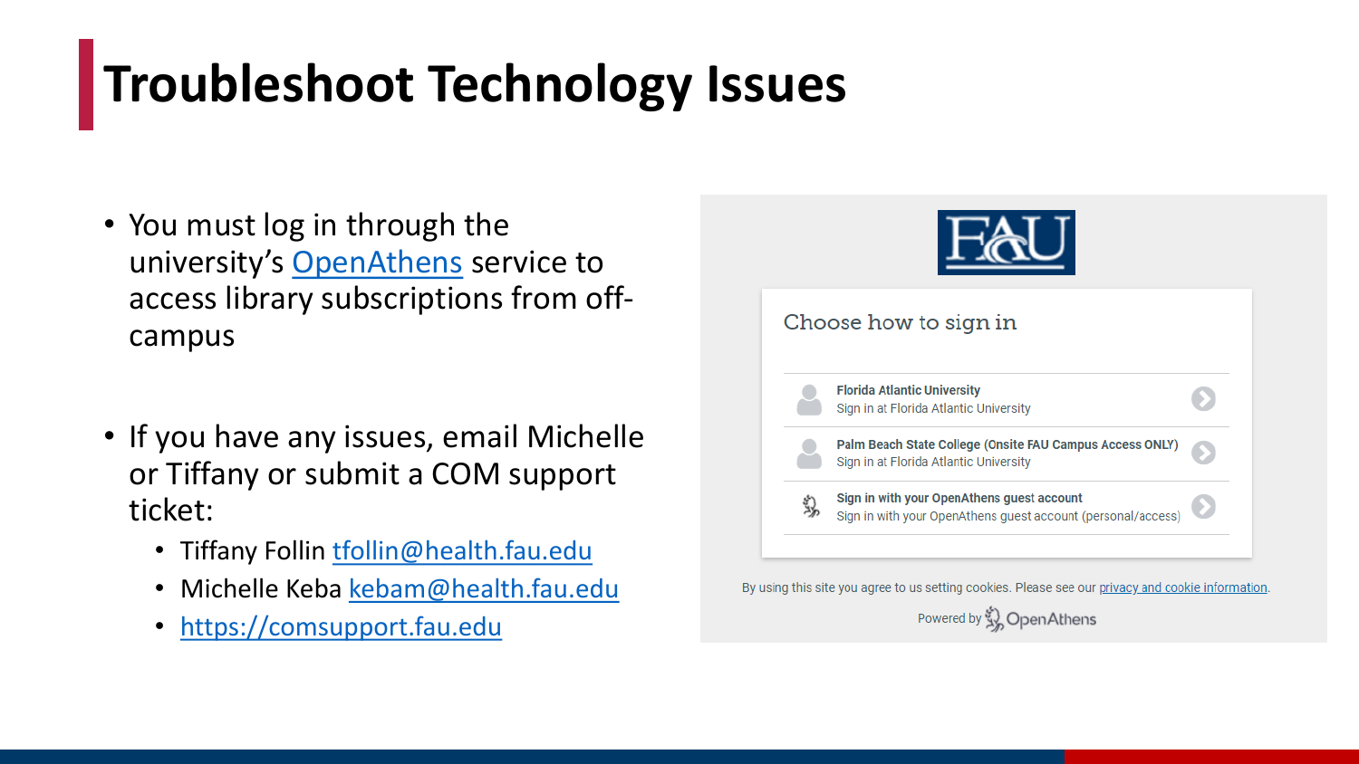# Troubleshoot Technology Issues

- You must log in through the university's OpenAthens service to access library subscriptions from off-campus

- If you have any issues, email Michelle or Tiffany or submit a COM support ticket:
  - Tiffany Follin tfollin@health.fau.edu
  - Michelle Keba kebam@health.fau.edu
  - https://comsupport.fau.edu

FAU

Choose how to sign in

- **Florida Atlantic University**
  Sign in at Florida Atlantic University
- **Palm Beach State College (Onsite FAU Campus Access ONLY)**
  Sign in at Florida Atlantic University
- **Sign in with your OpenAthens guest account**
  Sign in with your OpenAthens guest account (personal/access)

By using this site you agree to us setting cookies. Please see our privacy and cookie information.

Powered by OpenAthens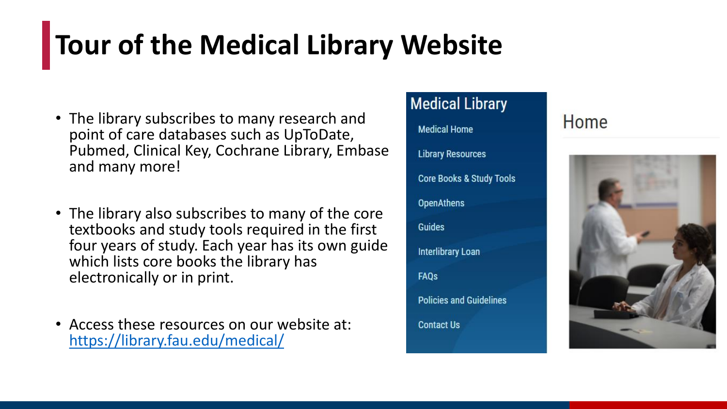# Tour of the Medical Library Website

- The library subscribes to many research and point of care databases such as UpToDate, Pubmed, Clinical Key, Cochrane Library, Embase and many more!
- The library also subscribes to many of the core textbooks and study tools required in the first four years of study. Each year has its own guide which lists core books the library has electronically or in print.
- Access these resources on our website at: https://library.fau.edu/medical/

**Medical Library**

- Medical Home
- Library Resources
- Core Books & Study Tools
- OpenAthens
- Guides
- Interlibrary Loan
- FAQs
- Policies and Guidelines
- Contact Us

Home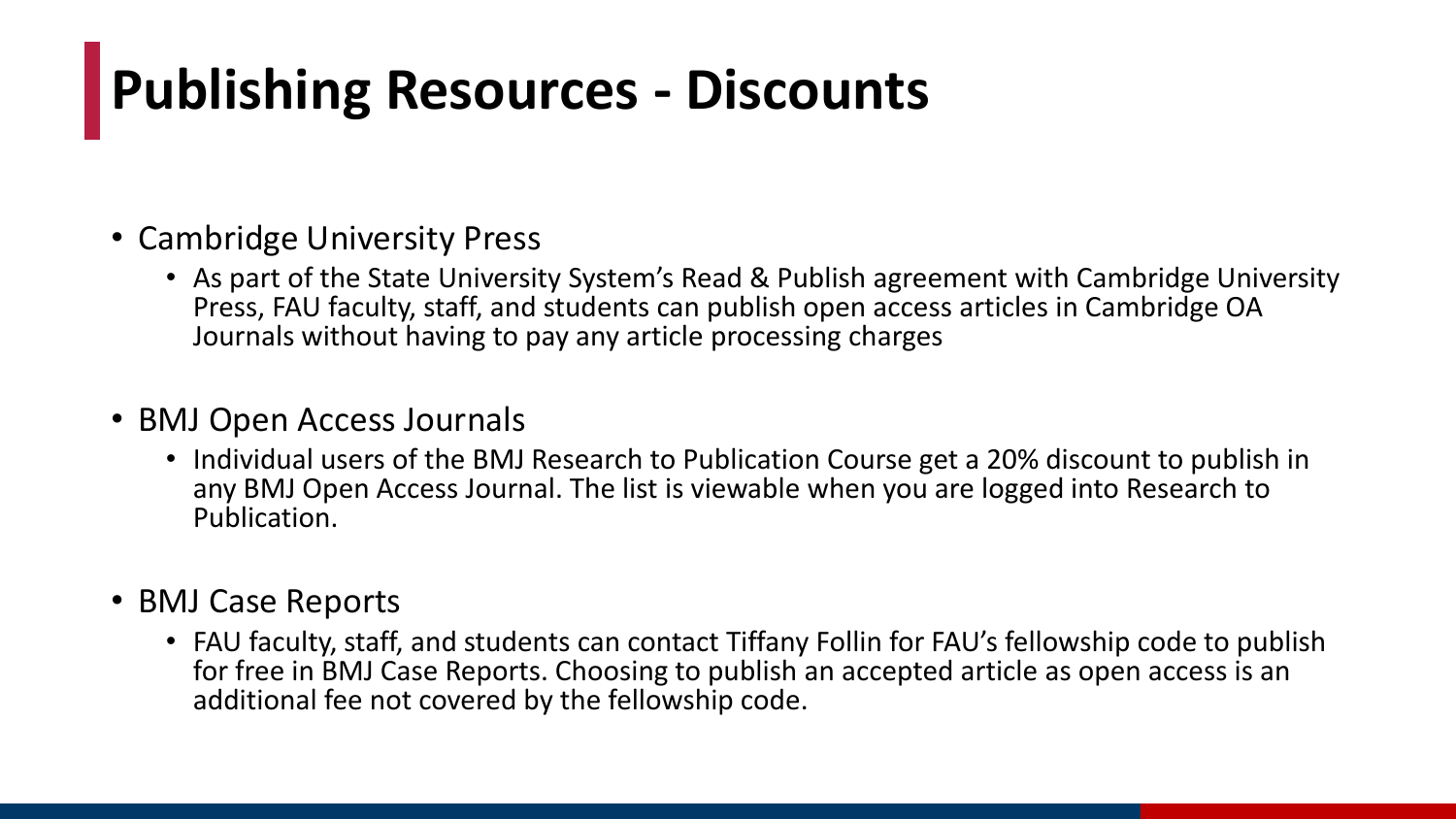# Publishing Resources - Discounts

- Cambridge University Press
  - As part of the State University System's Read & Publish agreement with Cambridge University Press, FAU faculty, staff, and students can publish open access articles in Cambridge OA Journals without having to pay any article processing charges
- BMJ Open Access Journals
  - Individual users of the BMJ Research to Publication Course get a 20% discount to publish in any BMJ Open Access Journal. The list is viewable when you are logged into Research to Publication.
- BMJ Case Reports
  - FAU faculty, staff, and students can contact Tiffany Follin for FAU's fellowship code to publish for free in BMJ Case Reports. Choosing to publish an accepted article as open access is an additional fee not covered by the fellowship code.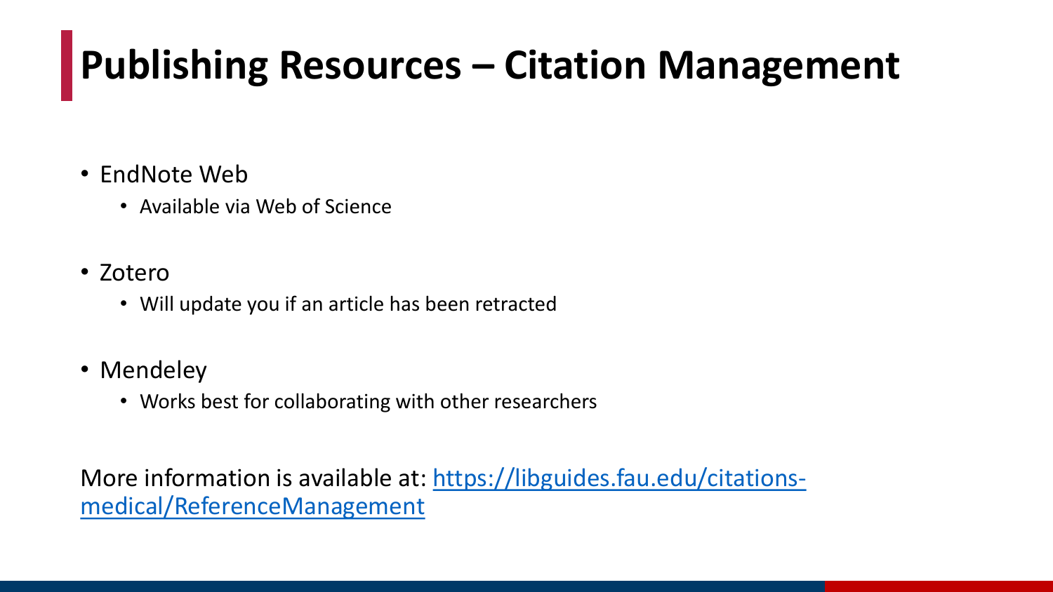# Publishing Resources – Citation Management

- EndNote Web
  - Available via Web of Science
- Zotero
  - Will update you if an article has been retracted
- Mendeley
  - Works best for collaborating with other researchers

More information is available at: [https://libguides.fau.edu/citations-medical/ReferenceManagement](https://libguides.fau.edu/citations-medical/ReferenceManagement)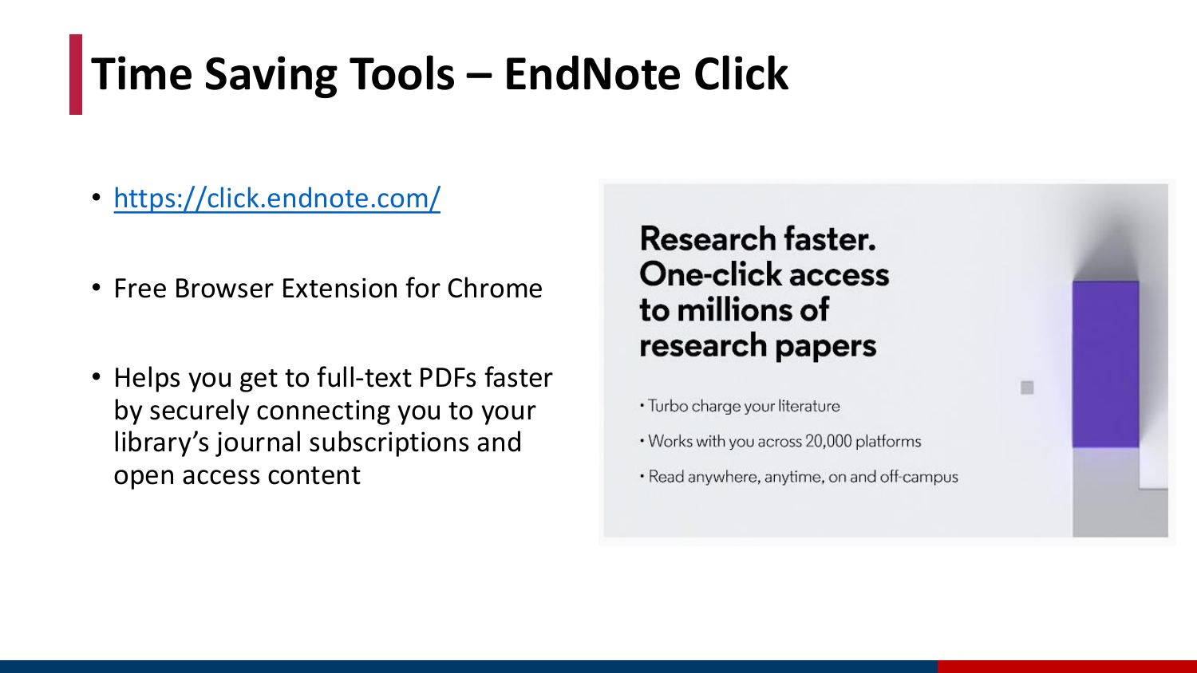# Time Saving Tools – EndNote Click

- https://click.endnote.com/
- Free Browser Extension for Chrome
- Helps you get to full-text PDFs faster by securely connecting you to your library's journal subscriptions and open access content

**Research faster. One-click access to millions of research papers**

- Turbo charge your literature
- Works with you across 20,000 platforms
- Read anywhere, anytime, on and off-campus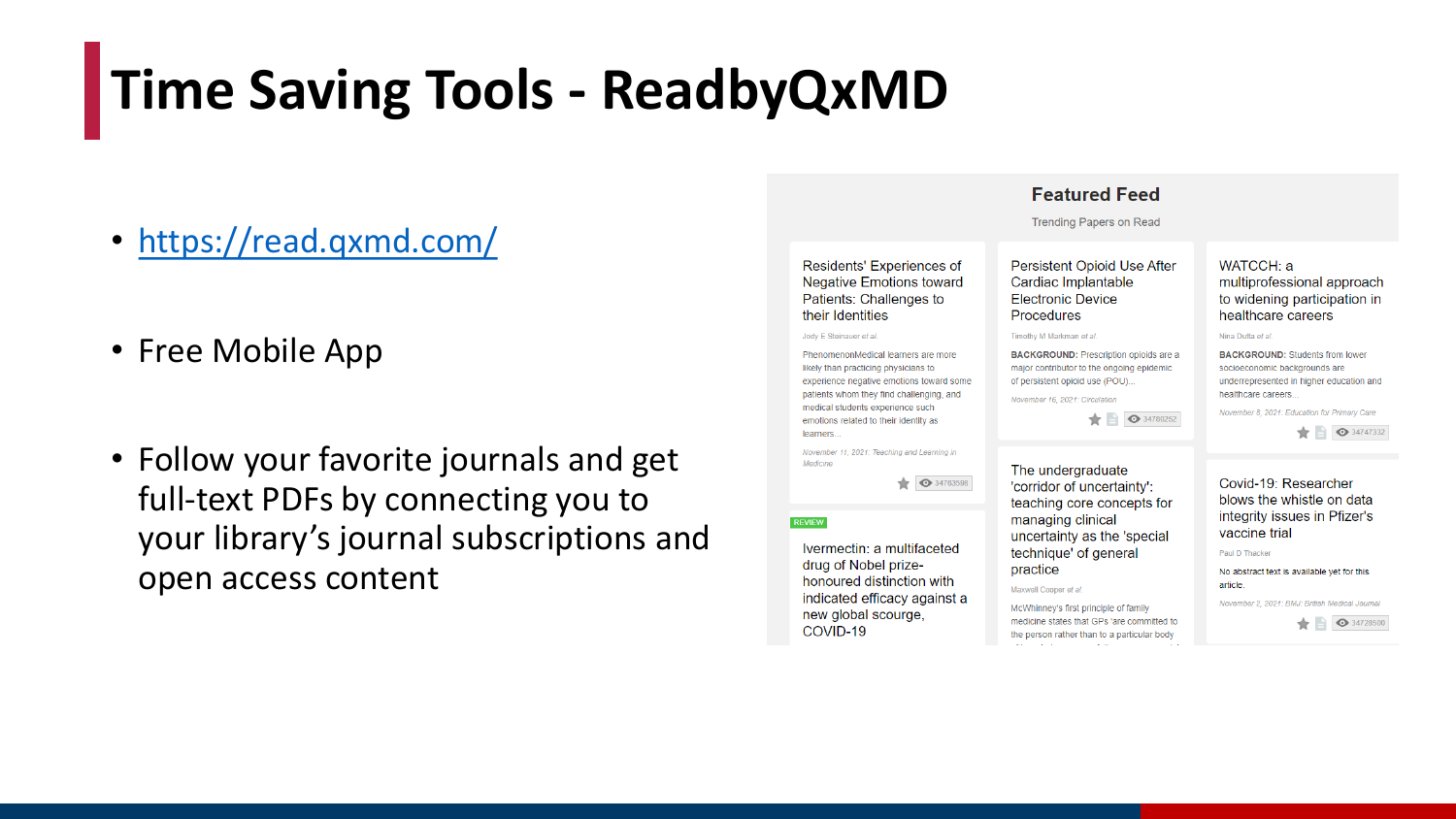# Time Saving Tools - ReadbyQxMD

- https://read.qxmd.com/
- Free Mobile App
- Follow your favorite journals and get full-text PDFs by connecting you to your library's journal subscriptions and open access content

**Featured Feed**

Trending Papers on Read

Residents' Experiences of Negative Emotions toward Patients: Challenges to their Identities

Jody E Steinauer et al.

PhenomenonMedical learners are more likely than practicing physicians to experience negative emotions toward some patients whom they find challenging, and medical students experience such emotions related to their identity as learners...

November 11, 2021: Teaching and Learning in Medicine

34783598

REVIEW

Ivermectin: a multifaceted drug of Nobel prize-honoured distinction with indicated efficacy against a new global scourge, COVID-19

Persistent Opioid Use After Cardiac Implantable Electronic Device Procedures

Timothy M Markman et al.

**BACKGROUND:** Prescription opioids are a major contributor to the ongoing epidemic of persistent opioid use (POU)...

November 16, 2021: Circulation

34780252

The undergraduate 'corridor of uncertainty': teaching core concepts for managing clinical uncertainty as the 'special technique' of general practice

Maxwell Cooper et al.

McWhinney's first principle of family medicine states that GPs 'are committed to the person rather than to a particular body

WATCCH: a multiprofessional approach to widening participation in healthcare careers

Nina Dutta et al.

**BACKGROUND:** Students from lower socioeconomic backgrounds are underrepresented in higher education and healthcare careers...

November 8, 2021: Education for Primary Care

34747332

Covid-19: Researcher blows the whistle on data integrity issues in Pfizer's vaccine trial

Paul D Thacker

No abstract text is available yet for this article.

November 2, 2021: BMJ: British Medical Journal

34728500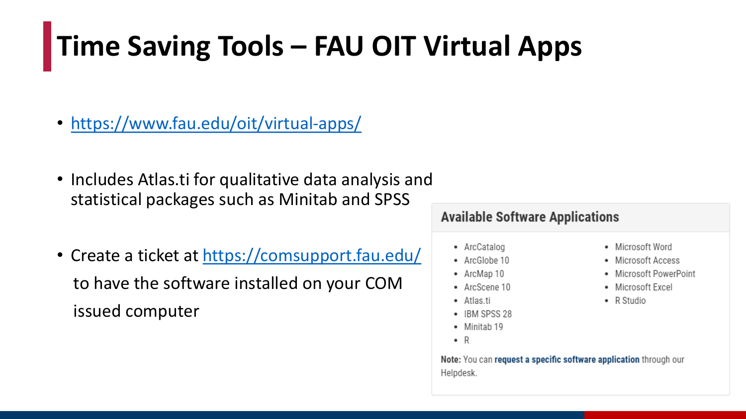# Time Saving Tools – FAU OIT Virtual Apps

- https://www.fau.edu/oit/virtual-apps/
- Includes Atlas.ti for qualitative data analysis and statistical packages such as Minitab and SPSS
- Create a ticket at https://comsupport.fau.edu/ to have the software installed on your COM issued computer

### Available Software Applications

- ArcCatalog
- ArcGlobe 10
- ArcMap 10
- ArcScene 10
- Atlas.ti
- IBM SPSS 28
- Minitab 19
- R
- Microsoft Word
- Microsoft Access
- Microsoft PowerPoint
- Microsoft Excel
- R Studio

**Note:** You can **request a specific software application** through our Helpdesk.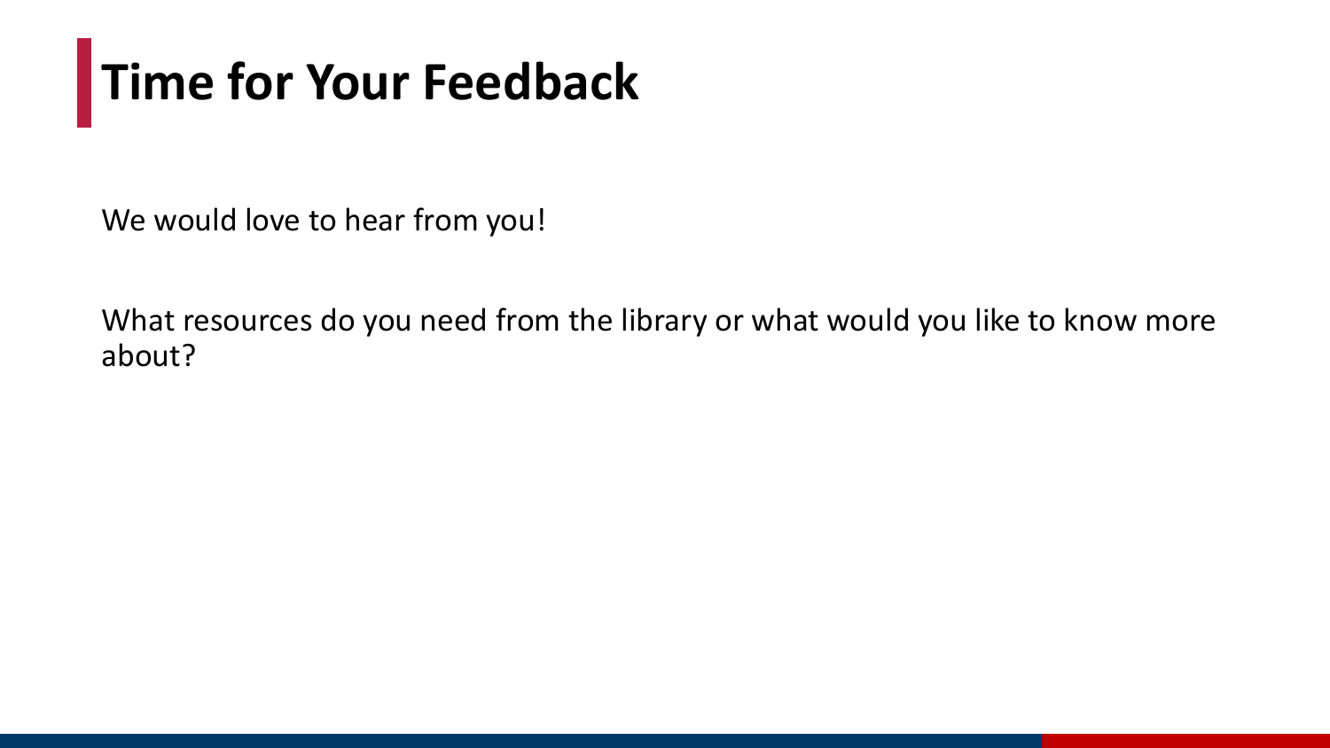# Time for Your Feedback

We would love to hear from you!

What resources do you need from the library or what would you like to know more about?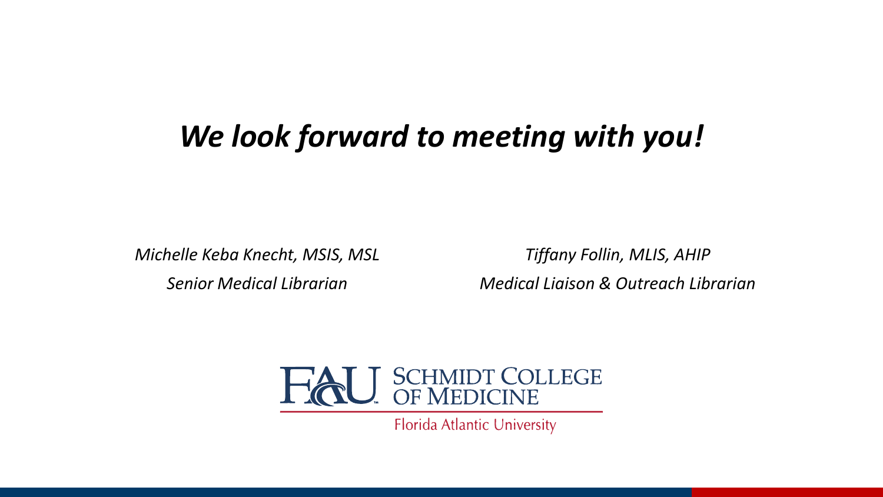# *We look forward to meeting with you!*

*Michelle Keba Knecht, MSIS, MSL*
*Senior Medical Librarian*

*Tiffany Follin, MLIS, AHIP*
*Medical Liaison & Outreach Librarian*

FAU SCHMIDT COLLEGE OF MEDICINE
Florida Atlantic University